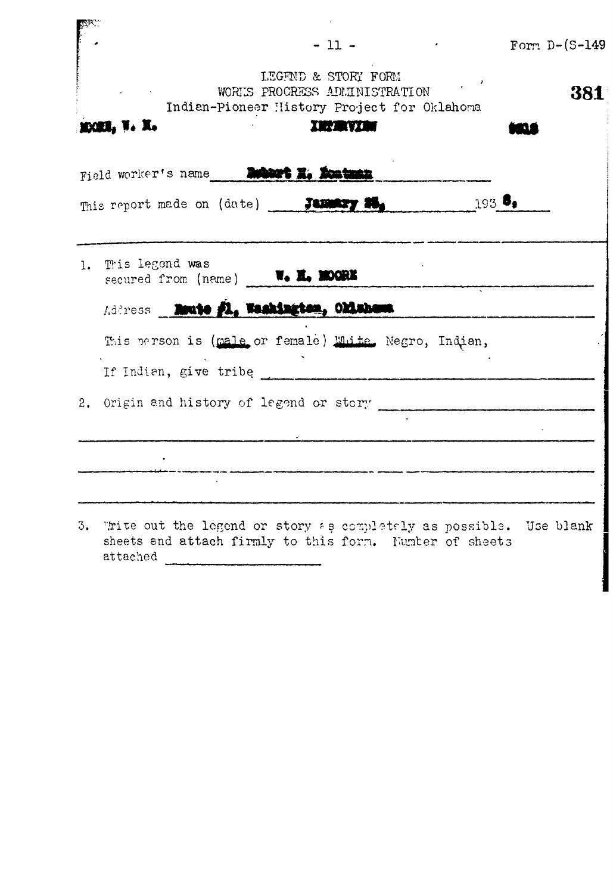Form D-(S-149)

LEGEND & STORY FORM
WORKS PROGRESS ADMINISTRATION
Indian-Pioneer History Project for Oklahoma

381

MOORE, W. H. | INTERVIEW | 9618

Field worker's name Robert H. Boatman

This report made on (date) January 25, 1938.

1. This legend was secured from (name) W. H. MOORE

   Address Route #1, Washington, Oklahoma

   This person is (male or female) White, Negro, Indian,

   If Indian, give tribe

2. Origin and history of legend or story

3. Write out the legend or story as completely as possible. Use blank sheets and attach firmly to this form. Number of sheets attached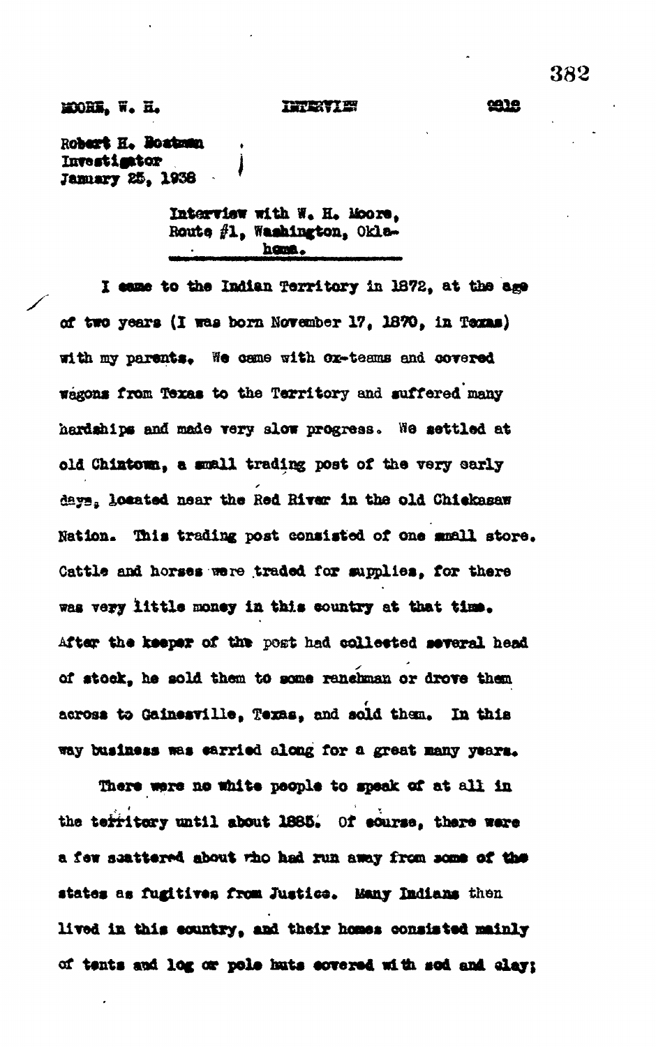MOORE, W. H. INTERVIEW 9919

Robert H. Boatman
Investigator
January 25, 1938

Interview with W. H. Moore,
Route #1, Washington, Oklahoma.

I came to the Indian Territory in 1872, at the age of two years (I was born November 17, 1870, in Texas) with my parents. We came with ox-teams and covered wagons from Texas to the Territory and suffered many hardships and made very slow progress. We settled at old Chimtown, a small trading post of the very early days, located near the Red River in the old Chickasaw Nation. This trading post consisted of one small store. Cattle and horses were traded for supplies, for there was very little money in this country at that time. After the keeper of the post had collected several head of stock, he sold them to some ranchman or drove them across to Gainesville, Texas, and sold them. In this way business was carried along for a great many years.

There were no white people to speak of at all in the territory until about 1885. Of course, there were a few scattered about who had run away from some of the states as fugitives from Justice. Many Indians then lived in this country, and their homes consisted mainly of tents and log or pole huts covered with sod and clay;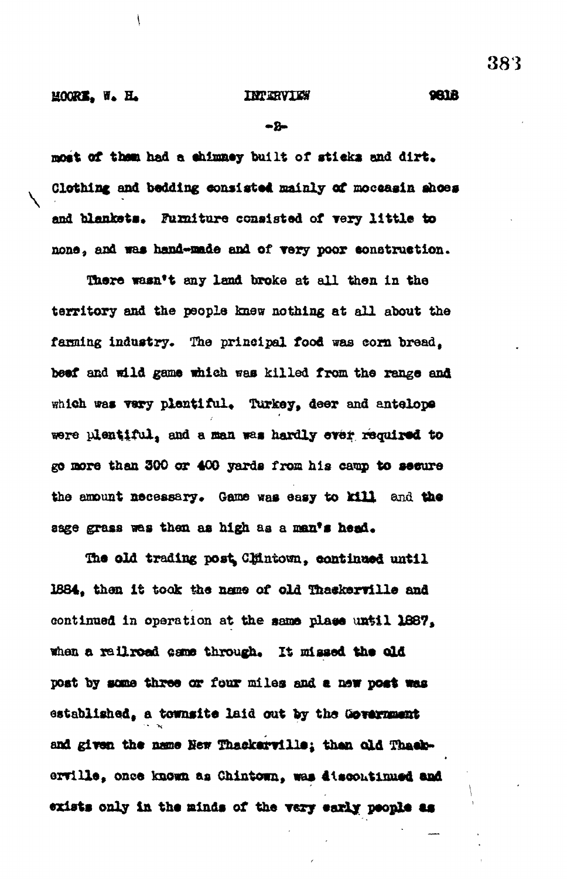most of them had a chimney built of sticks and dirt. Clothing and bedding consisted mainly of moccasin shoes and blankets. Furniture consisted of very little to none, and was hand-made and of very poor construction.

There wasn't any land broke at all then in the territory and the people knew nothing at all about the farming industry. The principal food was corn bread, beef and wild game which was killed from the range and which was very plentiful. Turkey, deer and antelope were plentiful, and a man was hardly ever required to go more than 300 or 400 yards from his camp to secure the amount necessary. Game was easy to kill and the sage grass was then as high as a man's head.

The old trading post, Chintown, continued until 1884, then it took the name of old Thackerville and continued in operation at the same place until 1887, when a railroad came through. It missed the old post by some three or four miles and a new post was established, a townsite laid out by the Government and given the name New Thackerville; then old Thackerville, once known as Chintown, was discontinued and exists only in the minds of the very early people as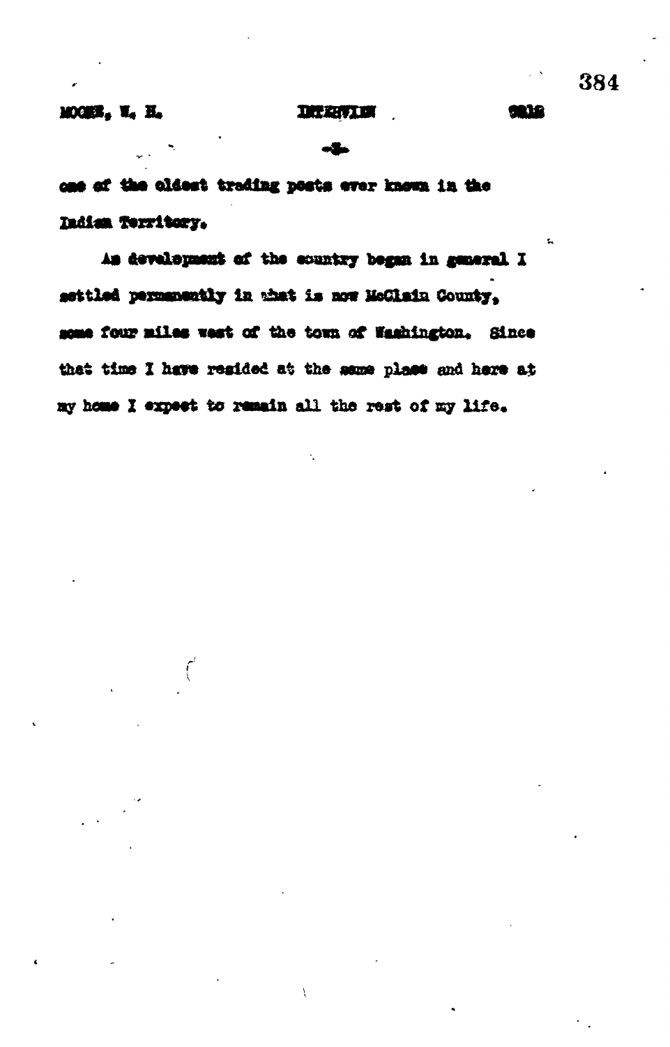one of the oldest trading posts ever known in the Indian Territory.

As development of the country began in general I settled permanently in what is now McClain County, some four miles west of the town of Washington. Since that time I have resided at the same place and here at my home I expect to remain all the rest of my life.